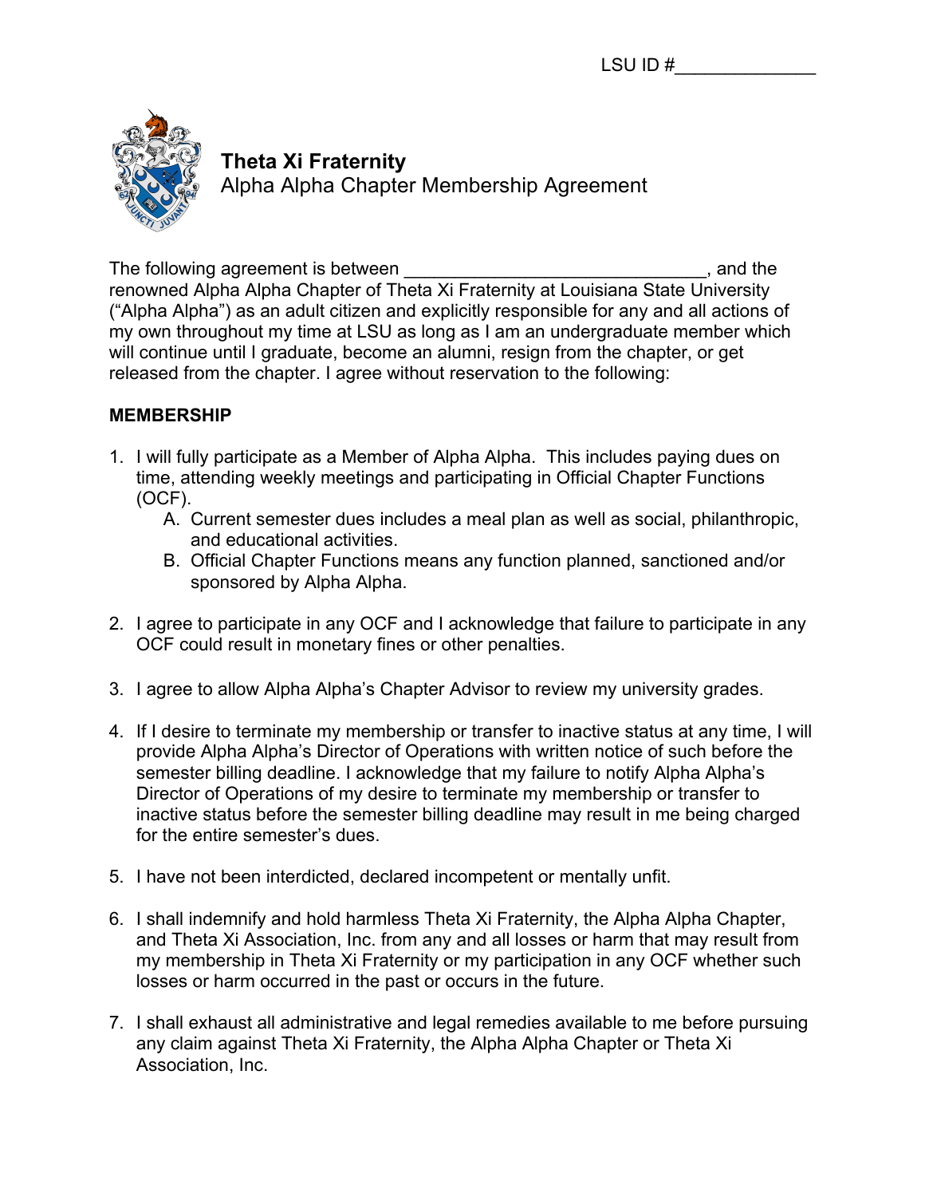LSU ID #______________

# Theta Xi Fraternity

Alpha Alpha Chapter Membership Agreement

The following agreement is between ______________________________, and the renowned Alpha Alpha Chapter of Theta Xi Fraternity at Louisiana State University ("Alpha Alpha") as an adult citizen and explicitly responsible for any and all actions of my own throughout my time at LSU as long as I am an undergraduate member which will continue until I graduate, become an alumni, resign from the chapter, or get released from the chapter. I agree without reservation to the following:

## MEMBERSHIP

1. I will fully participate as a Member of Alpha Alpha. This includes paying dues on time, attending weekly meetings and participating in Official Chapter Functions (OCF).
   A. Current semester dues includes a meal plan as well as social, philanthropic, and educational activities.
   B. Official Chapter Functions means any function planned, sanctioned and/or sponsored by Alpha Alpha.

2. I agree to participate in any OCF and I acknowledge that failure to participate in any OCF could result in monetary fines or other penalties.

3. I agree to allow Alpha Alpha's Chapter Advisor to review my university grades.

4. If I desire to terminate my membership or transfer to inactive status at any time, I will provide Alpha Alpha's Director of Operations with written notice of such before the semester billing deadline. I acknowledge that my failure to notify Alpha Alpha's Director of Operations of my desire to terminate my membership or transfer to inactive status before the semester billing deadline may result in me being charged for the entire semester's dues.

5. I have not been interdicted, declared incompetent or mentally unfit.

6. I shall indemnify and hold harmless Theta Xi Fraternity, the Alpha Alpha Chapter, and Theta Xi Association, Inc. from any and all losses or harm that may result from my membership in Theta Xi Fraternity or my participation in any OCF whether such losses or harm occurred in the past or occurs in the future.

7. I shall exhaust all administrative and legal remedies available to me before pursuing any claim against Theta Xi Fraternity, the Alpha Alpha Chapter or Theta Xi Association, Inc.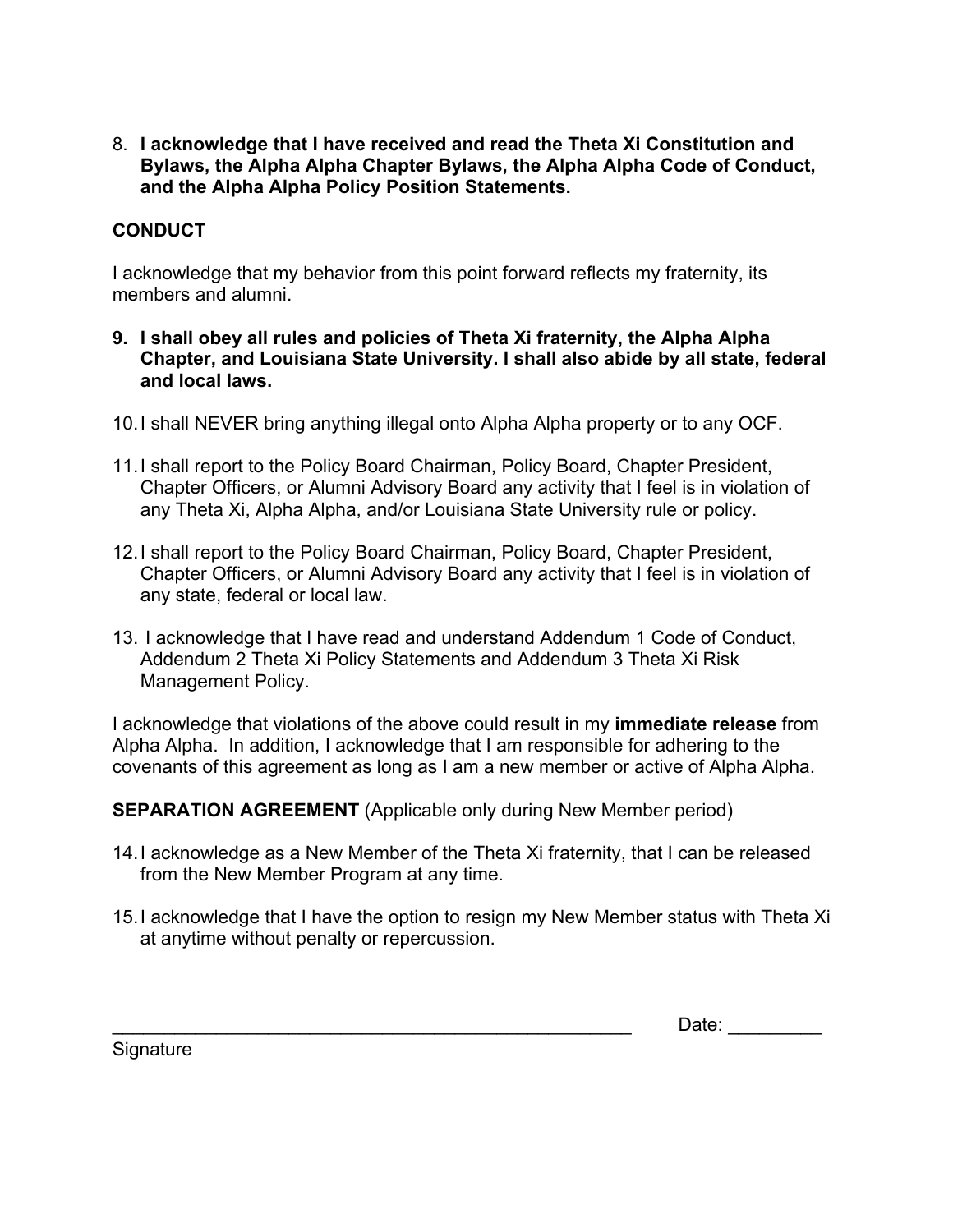8. **I acknowledge that I have received and read the Theta Xi Constitution and Bylaws, the Alpha Alpha Chapter Bylaws, the Alpha Alpha Code of Conduct, and the Alpha Alpha Policy Position Statements.**

**CONDUCT**

I acknowledge that my behavior from this point forward reflects my fraternity, its members and alumni.

9. **I shall obey all rules and policies of Theta Xi fraternity, the Alpha Alpha Chapter, and Louisiana State University. I shall also abide by all state, federal and local laws.**

10. I shall NEVER bring anything illegal onto Alpha Alpha property or to any OCF.

11. I shall report to the Policy Board Chairman, Policy Board, Chapter President, Chapter Officers, or Alumni Advisory Board any activity that I feel is in violation of any Theta Xi, Alpha Alpha, and/or Louisiana State University rule or policy.

12. I shall report to the Policy Board Chairman, Policy Board, Chapter President, Chapter Officers, or Alumni Advisory Board any activity that I feel is in violation of any state, federal or local law.

13. I acknowledge that I have read and understand Addendum 1 Code of Conduct, Addendum 2 Theta Xi Policy Statements and Addendum 3 Theta Xi Risk Management Policy.

I acknowledge that violations of the above could result in my **immediate release** from Alpha Alpha. In addition, I acknowledge that I am responsible for adhering to the covenants of this agreement as long as I am a new member or active of Alpha Alpha.

**SEPARATION AGREEMENT** (Applicable only during New Member period)

14. I acknowledge as a New Member of the Theta Xi fraternity, that I can be released from the New Member Program at any time.

15. I acknowledge that I have the option to resign my New Member status with Theta Xi at anytime without penalty or repercussion.

_____________________________________________________ Date: _________

Signature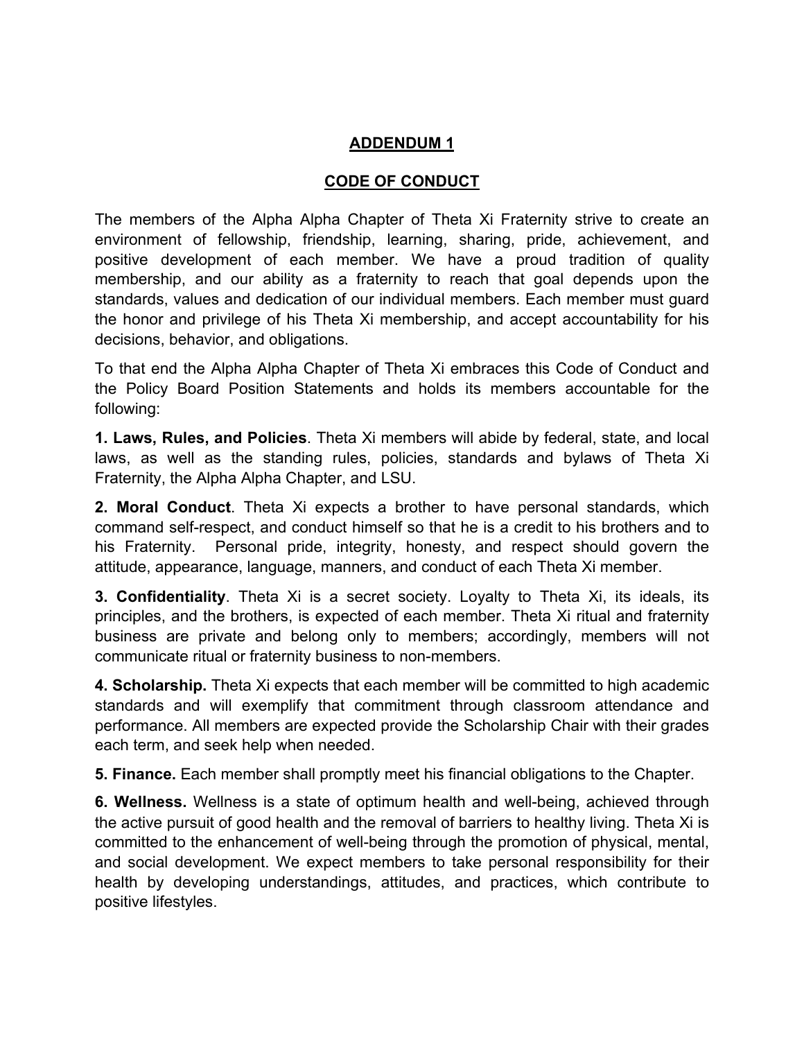# ADDENDUM 1

## CODE OF CONDUCT

The members of the Alpha Alpha Chapter of Theta Xi Fraternity strive to create an environment of fellowship, friendship, learning, sharing, pride, achievement, and positive development of each member. We have a proud tradition of quality membership, and our ability as a fraternity to reach that goal depends upon the standards, values and dedication of our individual members. Each member must guard the honor and privilege of his Theta Xi membership, and accept accountability for his decisions, behavior, and obligations.

To that end the Alpha Alpha Chapter of Theta Xi embraces this Code of Conduct and the Policy Board Position Statements and holds its members accountable for the following:

**1. Laws, Rules, and Policies**. Theta Xi members will abide by federal, state, and local laws, as well as the standing rules, policies, standards and bylaws of Theta Xi Fraternity, the Alpha Alpha Chapter, and LSU.

**2. Moral Conduct**. Theta Xi expects a brother to have personal standards, which command self-respect, and conduct himself so that he is a credit to his brothers and to his Fraternity. Personal pride, integrity, honesty, and respect should govern the attitude, appearance, language, manners, and conduct of each Theta Xi member.

**3. Confidentiality**. Theta Xi is a secret society. Loyalty to Theta Xi, its ideals, its principles, and the brothers, is expected of each member. Theta Xi ritual and fraternity business are private and belong only to members; accordingly, members will not communicate ritual or fraternity business to non-members.

**4. Scholarship.** Theta Xi expects that each member will be committed to high academic standards and will exemplify that commitment through classroom attendance and performance. All members are expected provide the Scholarship Chair with their grades each term, and seek help when needed.

**5. Finance.** Each member shall promptly meet his financial obligations to the Chapter.

**6. Wellness.** Wellness is a state of optimum health and well-being, achieved through the active pursuit of good health and the removal of barriers to healthy living. Theta Xi is committed to the enhancement of well-being through the promotion of physical, mental, and social development. We expect members to take personal responsibility for their health by developing understandings, attitudes, and practices, which contribute to positive lifestyles.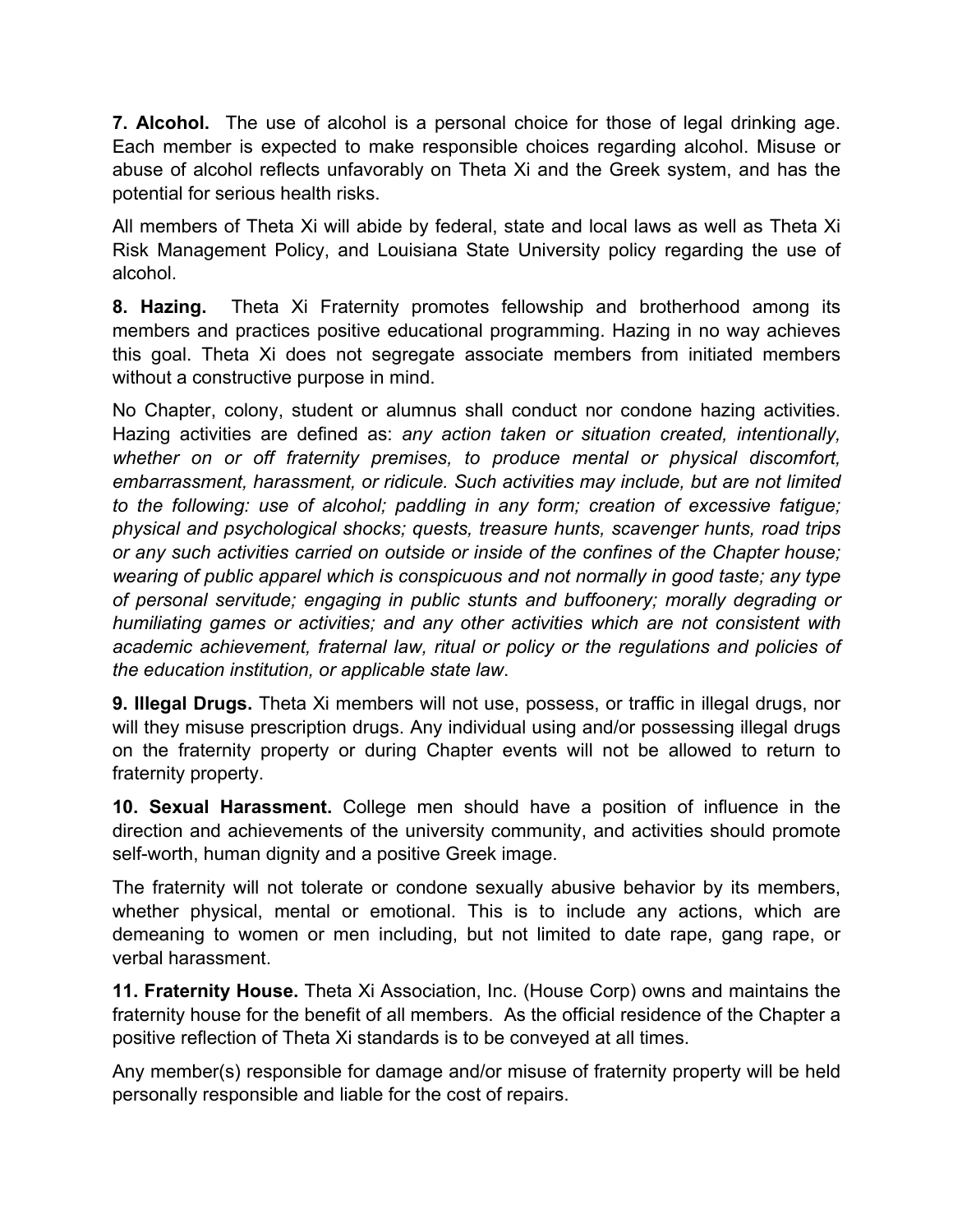**7. Alcohol.** The use of alcohol is a personal choice for those of legal drinking age. Each member is expected to make responsible choices regarding alcohol. Misuse or abuse of alcohol reflects unfavorably on Theta Xi and the Greek system, and has the potential for serious health risks.

All members of Theta Xi will abide by federal, state and local laws as well as Theta Xi Risk Management Policy, and Louisiana State University policy regarding the use of alcohol.

**8. Hazing.** Theta Xi Fraternity promotes fellowship and brotherhood among its members and practices positive educational programming. Hazing in no way achieves this goal. Theta Xi does not segregate associate members from initiated members without a constructive purpose in mind.

No Chapter, colony, student or alumnus shall conduct nor condone hazing activities. Hazing activities are defined as: *any action taken or situation created, intentionally, whether on or off fraternity premises, to produce mental or physical discomfort, embarrassment, harassment, or ridicule. Such activities may include, but are not limited to the following: use of alcohol; paddling in any form; creation of excessive fatigue; physical and psychological shocks; quests, treasure hunts, scavenger hunts, road trips or any such activities carried on outside or inside of the confines of the Chapter house; wearing of public apparel which is conspicuous and not normally in good taste; any type of personal servitude; engaging in public stunts and buffoonery; morally degrading or humiliating games or activities; and any other activities which are not consistent with academic achievement, fraternal law, ritual or policy or the regulations and policies of the education institution, or applicable state law*.

**9. Illegal Drugs.** Theta Xi members will not use, possess, or traffic in illegal drugs, nor will they misuse prescription drugs. Any individual using and/or possessing illegal drugs on the fraternity property or during Chapter events will not be allowed to return to fraternity property.

**10. Sexual Harassment.** College men should have a position of influence in the direction and achievements of the university community, and activities should promote self-worth, human dignity and a positive Greek image.

The fraternity will not tolerate or condone sexually abusive behavior by its members, whether physical, mental or emotional. This is to include any actions, which are demeaning to women or men including, but not limited to date rape, gang rape, or verbal harassment.

**11. Fraternity House.** Theta Xi Association, Inc. (House Corp) owns and maintains the fraternity house for the benefit of all members. As the official residence of the Chapter a positive reflection of Theta Xi standards is to be conveyed at all times.

Any member(s) responsible for damage and/or misuse of fraternity property will be held personally responsible and liable for the cost of repairs.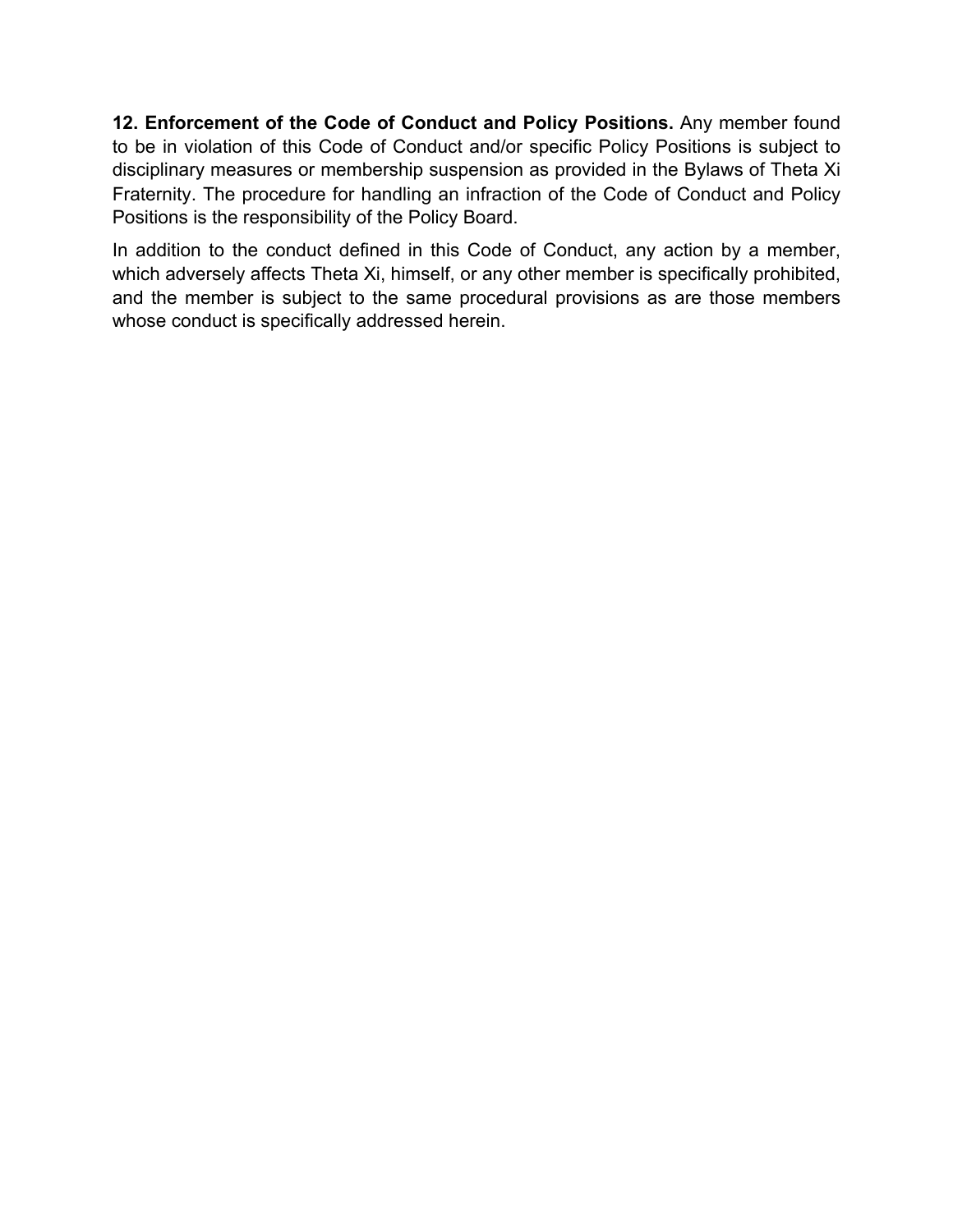**12. Enforcement of the Code of Conduct and Policy Positions.** Any member found to be in violation of this Code of Conduct and/or specific Policy Positions is subject to disciplinary measures or membership suspension as provided in the Bylaws of Theta Xi Fraternity. The procedure for handling an infraction of the Code of Conduct and Policy Positions is the responsibility of the Policy Board.

In addition to the conduct defined in this Code of Conduct, any action by a member, which adversely affects Theta Xi, himself, or any other member is specifically prohibited, and the member is subject to the same procedural provisions as are those members whose conduct is specifically addressed herein.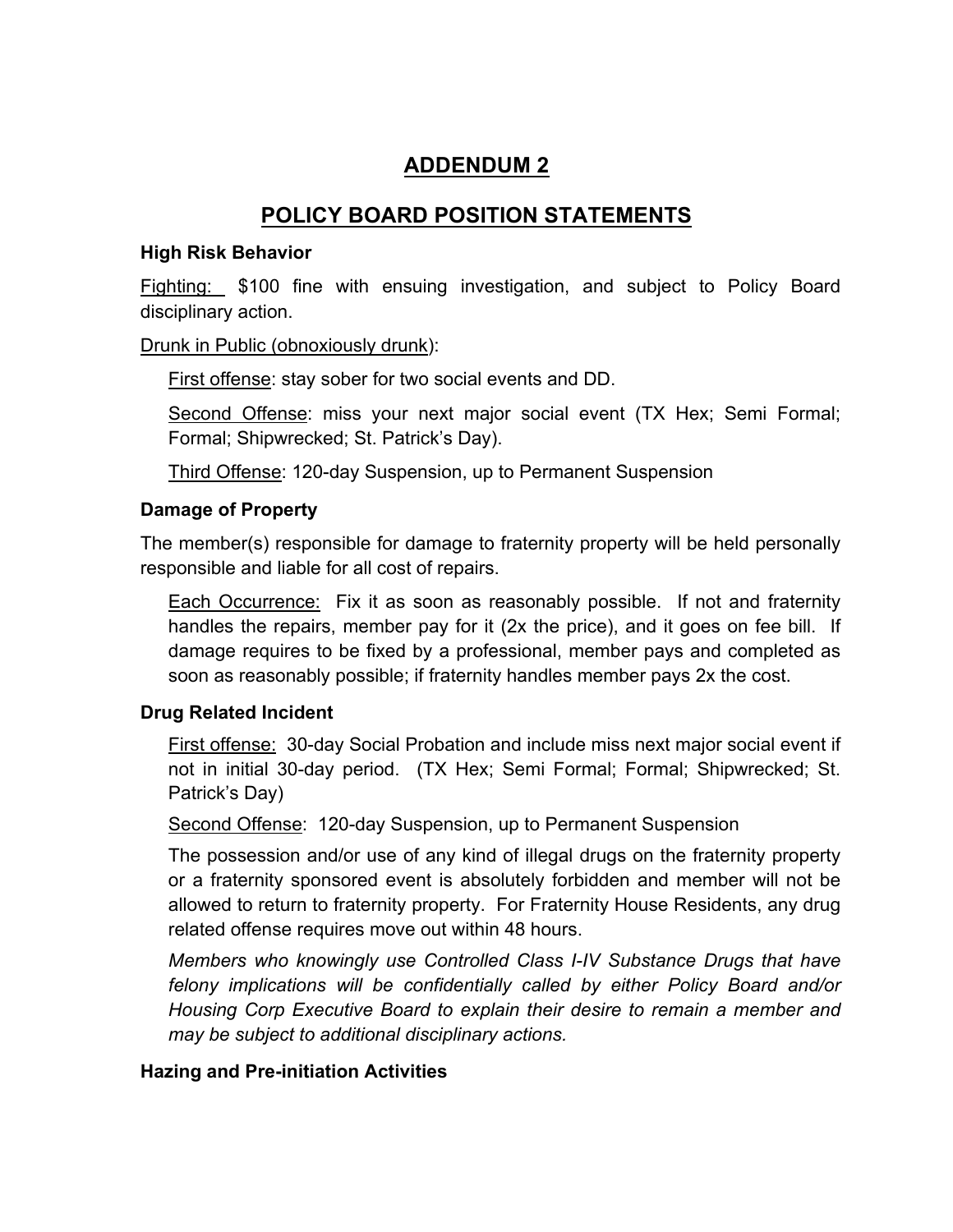# ADDENDUM 2

## POLICY BOARD POSITION STATEMENTS

### High Risk Behavior

Fighting: $100 fine with ensuing investigation, and subject to Policy Board disciplinary action.

Drunk in Public (obnoxiously drunk):

First offense: stay sober for two social events and DD.

Second Offense: miss your next major social event (TX Hex; Semi Formal; Formal; Shipwrecked; St. Patrick's Day).

Third Offense: 120-day Suspension, up to Permanent Suspension

### Damage of Property

The member(s) responsible for damage to fraternity property will be held personally responsible and liable for all cost of repairs.

Each Occurrence: Fix it as soon as reasonably possible. If not and fraternity handles the repairs, member pay for it (2x the price), and it goes on fee bill. If damage requires to be fixed by a professional, member pays and completed as soon as reasonably possible; if fraternity handles member pays 2x the cost.

### Drug Related Incident

First offense: 30-day Social Probation and include miss next major social event if not in initial 30-day period. (TX Hex; Semi Formal; Formal; Shipwrecked; St. Patrick's Day)

Second Offense: 120-day Suspension, up to Permanent Suspension

The possession and/or use of any kind of illegal drugs on the fraternity property or a fraternity sponsored event is absolutely forbidden and member will not be allowed to return to fraternity property. For Fraternity House Residents, any drug related offense requires move out within 48 hours.

*Members who knowingly use Controlled Class I-IV Substance Drugs that have felony implications will be confidentially called by either Policy Board and/or Housing Corp Executive Board to explain their desire to remain a member and may be subject to additional disciplinary actions.*

### Hazing and Pre-initiation Activities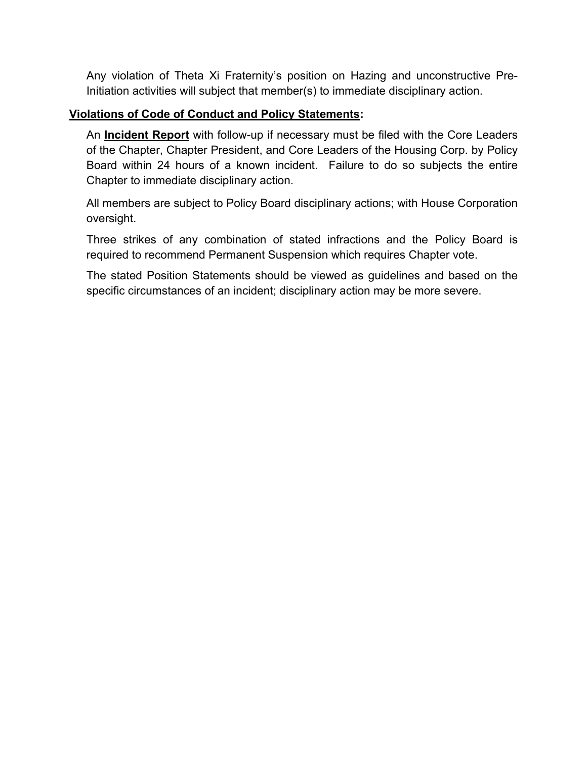Any violation of Theta Xi Fraternity's position on Hazing and unconstructive Pre-Initiation activities will subject that member(s) to immediate disciplinary action.

**Violations of Code of Conduct and Policy Statements:**

An **Incident Report** with follow-up if necessary must be filed with the Core Leaders of the Chapter, Chapter President, and Core Leaders of the Housing Corp. by Policy Board within 24 hours of a known incident. Failure to do so subjects the entire Chapter to immediate disciplinary action.

All members are subject to Policy Board disciplinary actions; with House Corporation oversight.

Three strikes of any combination of stated infractions and the Policy Board is required to recommend Permanent Suspension which requires Chapter vote.

The stated Position Statements should be viewed as guidelines and based on the specific circumstances of an incident; disciplinary action may be more severe.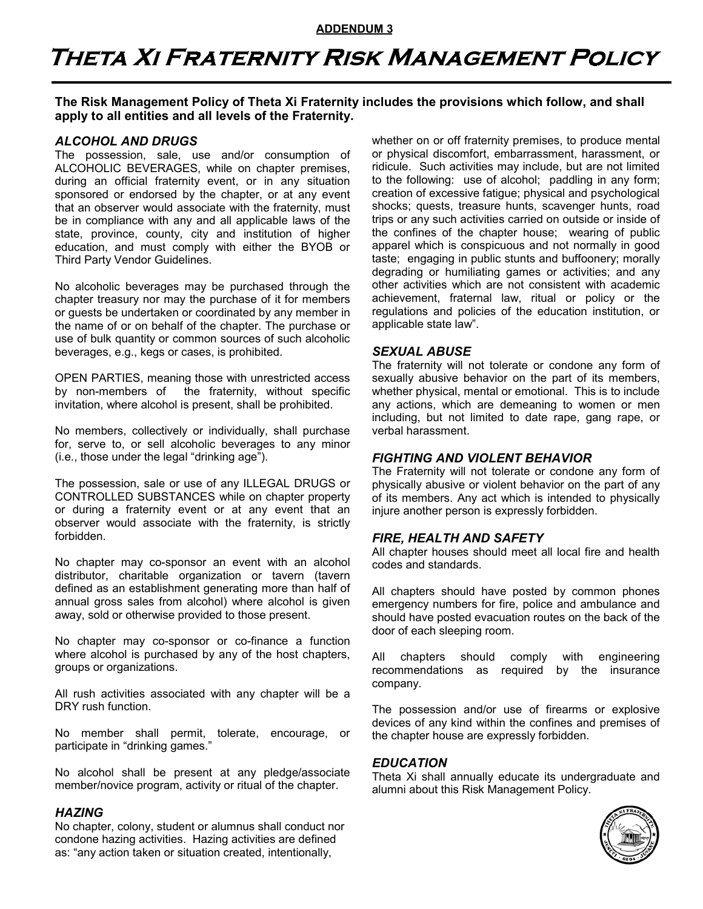**ADDENDUM 3**

# Theta Xi Fraternity Risk Management Policy

**The Risk Management Policy of Theta Xi Fraternity includes the provisions which follow, and shall apply to all entities and all levels of the Fraternity.**

### *ALCOHOL AND DRUGS*

The possession, sale, use and/or consumption of ALCOHOLIC BEVERAGES, while on chapter premises, during an official fraternity event, or in any situation sponsored or endorsed by the chapter, or at any event that an observer would associate with the fraternity, must be in compliance with any and all applicable laws of the state, province, county, city and institution of higher education, and must comply with either the BYOB or Third Party Vendor Guidelines.

No alcoholic beverages may be purchased through the chapter treasury nor may the purchase of it for members or guests be undertaken or coordinated by any member in the name of or on behalf of the chapter. The purchase or use of bulk quantity or common sources of such alcoholic beverages, e.g., kegs or cases, is prohibited.

OPEN PARTIES, meaning those with unrestricted access by non-members of the fraternity, without specific invitation, where alcohol is present, shall be prohibited.

No members, collectively or individually, shall purchase for, serve to, or sell alcoholic beverages to any minor (i.e., those under the legal "drinking age").

The possession, sale or use of any ILLEGAL DRUGS or CONTROLLED SUBSTANCES while on chapter property or during a fraternity event or at any event that an observer would associate with the fraternity, is strictly forbidden.

No chapter may co-sponsor an event with an alcohol distributor, charitable organization or tavern (tavern defined as an establishment generating more than half of annual gross sales from alcohol) where alcohol is given away, sold or otherwise provided to those present.

No chapter may co-sponsor or co-finance a function where alcohol is purchased by any of the host chapters, groups or organizations.

All rush activities associated with any chapter will be a DRY rush function.

No member shall permit, tolerate, encourage, or participate in "drinking games."

No alcohol shall be present at any pledge/associate member/novice program, activity or ritual of the chapter.

### *HAZING*

No chapter, colony, student or alumnus shall conduct nor condone hazing activities. Hazing activities are defined as: "any action taken or situation created, intentionally, whether on or off fraternity premises, to produce mental or physical discomfort, embarrassment, harassment, or ridicule. Such activities may include, but are not limited to the following: use of alcohol; paddling in any form; creation of excessive fatigue; physical and psychological shocks; quests, treasure hunts, scavenger hunts, road trips or any such activities carried on outside or inside of the confines of the chapter house; wearing of public apparel which is conspicuous and not normally in good taste; engaging in public stunts and buffoonery; morally degrading or humiliating games or activities; and any other activities which are not consistent with academic achievement, fraternal law, ritual or policy or the regulations and policies of the education institution, or applicable state law".

### *SEXUAL ABUSE*

The fraternity will not tolerate or condone any form of sexually abusive behavior on the part of its members, whether physical, mental or emotional. This is to include any actions, which are demeaning to women or men including, but not limited to date rape, gang rape, or verbal harassment.

### *FIGHTING AND VIOLENT BEHAVIOR*

The Fraternity will not tolerate or condone any form of physically abusive or violent behavior on the part of any of its members. Any act which is intended to physically injure another person is expressly forbidden.

### *FIRE, HEALTH AND SAFETY*

All chapter houses should meet all local fire and health codes and standards.

All chapters should have posted by common phones emergency numbers for fire, police and ambulance and should have posted evacuation routes on the back of the door of each sleeping room.

All chapters should comply with engineering recommendations as required by the insurance company.

The possession and/or use of firearms or explosive devices of any kind within the confines and premises of the chapter house are expressly forbidden.

### *EDUCATION*

Theta Xi shall annually educate its undergraduate and alumni about this Risk Management Policy.